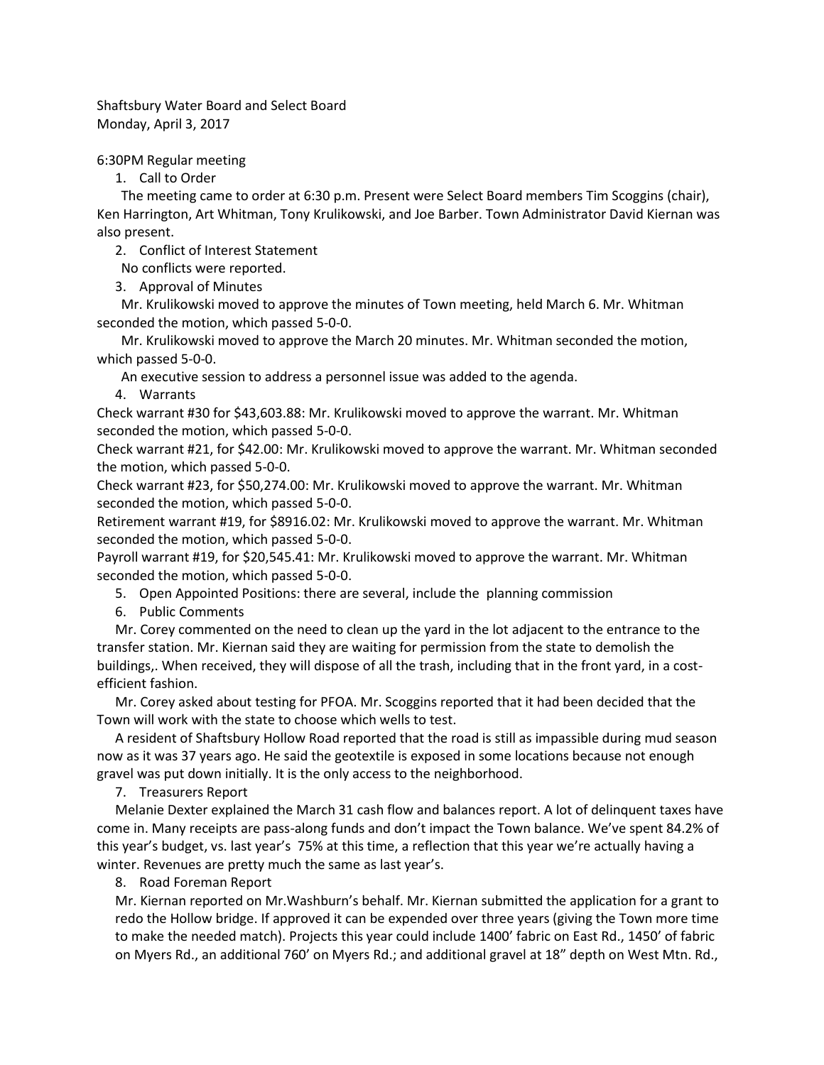Shaftsbury Water Board and Select Board
Monday, April 3, 2017

6:30PM Regular meeting

1. Call to Order

The meeting came to order at 6:30 p.m. Present were Select Board members Tim Scoggins (chair), Ken Harrington, Art Whitman, Tony Krulikowski, and Joe Barber. Town Administrator David Kiernan was also present.

2. Conflict of Interest Statement

No conflicts were reported.

3. Approval of Minutes

Mr. Krulikowski moved to approve the minutes of Town meeting, held March 6. Mr. Whitman seconded the motion, which passed 5-0-0.

Mr. Krulikowski moved to approve the March 20 minutes. Mr. Whitman seconded the motion, which passed 5-0-0.

An executive session to address a personnel issue was added to the agenda.

4. Warrants

Check warrant #30 for $43,603.88: Mr. Krulikowski moved to approve the warrant. Mr. Whitman seconded the motion, which passed 5-0-0.
Check warrant #21, for $42.00: Mr. Krulikowski moved to approve the warrant. Mr. Whitman seconded the motion, which passed 5-0-0.
Check warrant #23, for $50,274.00: Mr. Krulikowski moved to approve the warrant. Mr. Whitman seconded the motion, which passed 5-0-0.
Retirement warrant #19, for $8916.02: Mr. Krulikowski moved to approve the warrant. Mr. Whitman seconded the motion, which passed 5-0-0.
Payroll warrant #19, for $20,545.41: Mr. Krulikowski moved to approve the warrant. Mr. Whitman seconded the motion, which passed 5-0-0.

5. Open Appointed Positions: there are several, include the planning commission
6. Public Comments

Mr. Corey commented on the need to clean up the yard in the lot adjacent to the entrance to the transfer station. Mr. Kiernan said they are waiting for permission from the state to demolish the buildings,. When received, they will dispose of all the trash, including that in the front yard, in a cost-efficient fashion.

Mr. Corey asked about testing for PFOA. Mr. Scoggins reported that it had been decided that the Town will work with the state to choose which wells to test.

A resident of Shaftsbury Hollow Road reported that the road is still as impassible during mud season now as it was 37 years ago. He said the geotextile is exposed in some locations because not enough gravel was put down initially. It is the only access to the neighborhood.

7. Treasurers Report

Melanie Dexter explained the March 31 cash flow and balances report. A lot of delinquent taxes have come in. Many receipts are pass-along funds and don't impact the Town balance. We've spent 84.2% of this year's budget, vs. last year's 75% at this time, a reflection that this year we're actually having a winter. Revenues are pretty much the same as last year's.

8. Road Foreman Report

Mr. Kiernan reported on Mr.Washburn's behalf. Mr. Kiernan submitted the application for a grant to redo the Hollow bridge. If approved it can be expended over three years (giving the Town more time to make the needed match). Projects this year could include 1400' fabric on East Rd., 1450' of fabric on Myers Rd., an additional 760' on Myers Rd.; and additional gravel at 18" depth on West Mtn. Rd.,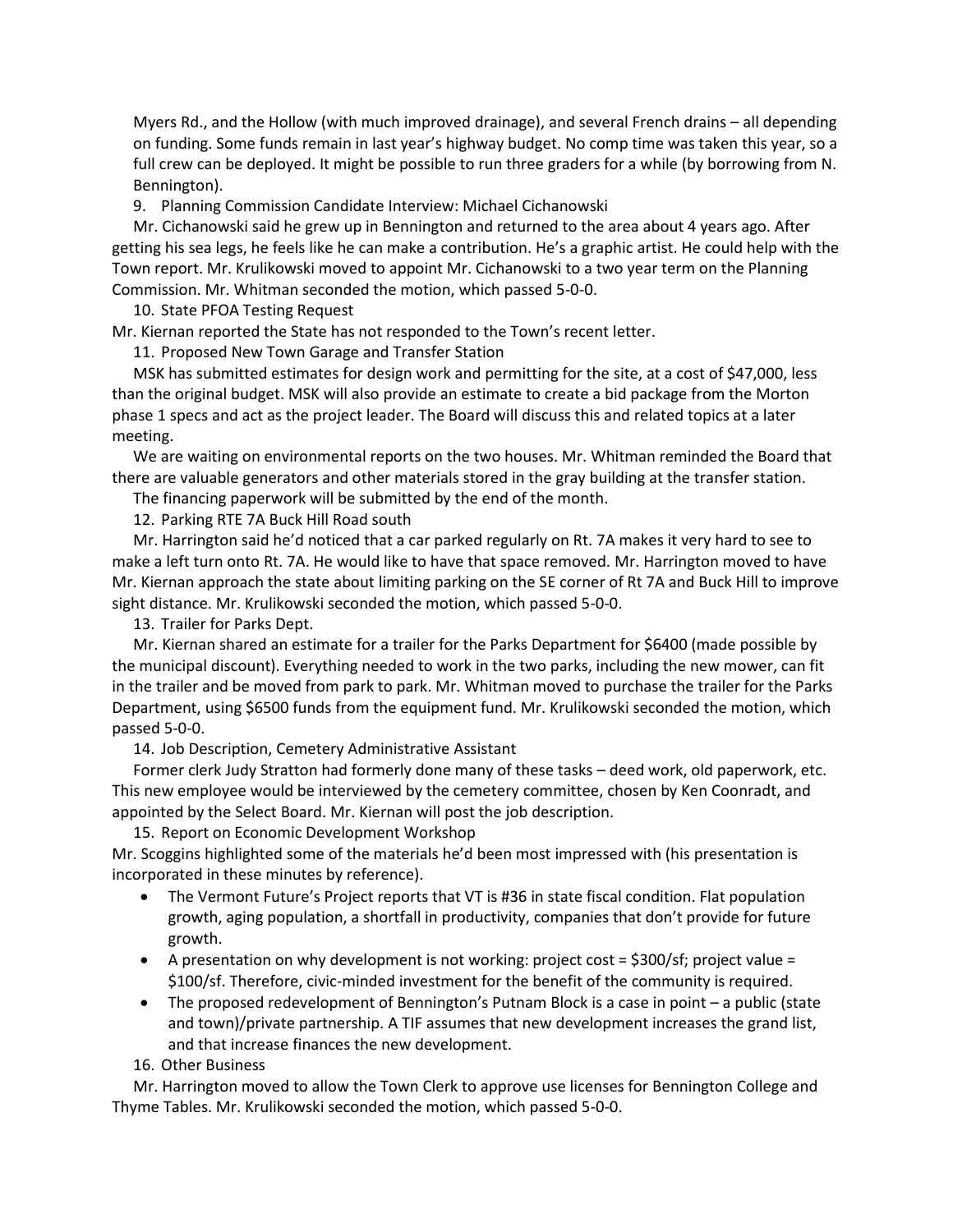Myers Rd., and the Hollow (with much improved drainage), and several French drains – all depending on funding. Some funds remain in last year's highway budget. No comp time was taken this year, so a full crew can be deployed. It might be possible to run three graders for a while (by borrowing from N. Bennington).

9. Planning Commission Candidate Interview: Michael Cichanowski

Mr. Cichanowski said he grew up in Bennington and returned to the area about 4 years ago. After getting his sea legs, he feels like he can make a contribution. He's a graphic artist. He could help with the Town report. Mr. Krulikowski moved to appoint Mr. Cichanowski to a two year term on the Planning Commission. Mr. Whitman seconded the motion, which passed 5-0-0.

10. State PFOA Testing Request

Mr. Kiernan reported the State has not responded to the Town's recent letter.

11. Proposed New Town Garage and Transfer Station

MSK has submitted estimates for design work and permitting for the site, at a cost of $47,000, less than the original budget. MSK will also provide an estimate to create a bid package from the Morton phase 1 specs and act as the project leader. The Board will discuss this and related topics at a later meeting.

We are waiting on environmental reports on the two houses. Mr. Whitman reminded the Board that there are valuable generators and other materials stored in the gray building at the transfer station.

The financing paperwork will be submitted by the end of the month.

12. Parking RTE 7A Buck Hill Road south

Mr. Harrington said he'd noticed that a car parked regularly on Rt. 7A makes it very hard to see to make a left turn onto Rt. 7A. He would like to have that space removed. Mr. Harrington moved to have Mr. Kiernan approach the state about limiting parking on the SE corner of Rt 7A and Buck Hill to improve sight distance. Mr. Krulikowski seconded the motion, which passed 5-0-0.

13. Trailer for Parks Dept.

Mr. Kiernan shared an estimate for a trailer for the Parks Department for $6400 (made possible by the municipal discount). Everything needed to work in the two parks, including the new mower, can fit in the trailer and be moved from park to park. Mr. Whitman moved to purchase the trailer for the Parks Department, using $6500 funds from the equipment fund. Mr. Krulikowski seconded the motion, which passed 5-0-0.

14. Job Description, Cemetery Administrative Assistant

Former clerk Judy Stratton had formerly done many of these tasks – deed work, old paperwork, etc. This new employee would be interviewed by the cemetery committee, chosen by Ken Coonradt, and appointed by the Select Board. Mr. Kiernan will post the job description.

15. Report on Economic Development Workshop

Mr. Scoggins highlighted some of the materials he'd been most impressed with (his presentation is incorporated in these minutes by reference).

- The Vermont Future's Project reports that VT is #36 in state fiscal condition. Flat population growth, aging population, a shortfall in productivity, companies that don't provide for future growth.
- A presentation on why development is not working: project cost = $300/sf; project value = $100/sf. Therefore, civic-minded investment for the benefit of the community is required.
- The proposed redevelopment of Bennington's Putnam Block is a case in point – a public (state and town)/private partnership. A TIF assumes that new development increases the grand list, and that increase finances the new development.

16. Other Business

Mr. Harrington moved to allow the Town Clerk to approve use licenses for Bennington College and Thyme Tables. Mr. Krulikowski seconded the motion, which passed 5-0-0.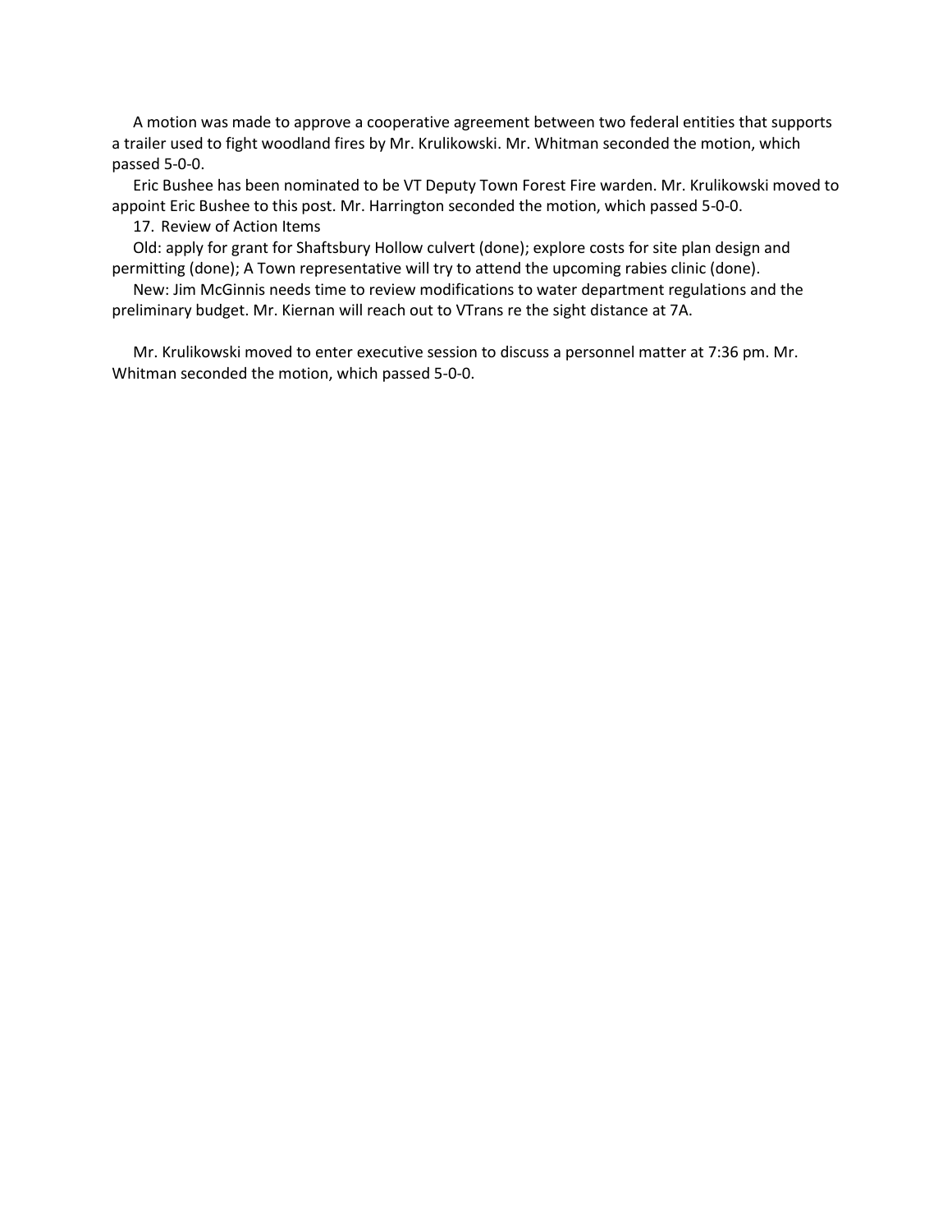A motion was made to approve a cooperative agreement between two federal entities that supports a trailer used to fight woodland fires by Mr. Krulikowski. Mr. Whitman seconded the motion, which passed 5-0-0.

Eric Bushee has been nominated to be VT Deputy Town Forest Fire warden. Mr. Krulikowski moved to appoint Eric Bushee to this post. Mr. Harrington seconded the motion, which passed 5-0-0.

17. Review of Action Items

Old: apply for grant for Shaftsbury Hollow culvert (done); explore costs for site plan design and permitting (done); A Town representative will try to attend the upcoming rabies clinic (done).

New: Jim McGinnis needs time to review modifications to water department regulations and the preliminary budget. Mr. Kiernan will reach out to VTrans re the sight distance at 7A.

Mr. Krulikowski moved to enter executive session to discuss a personnel matter at 7:36 pm. Mr. Whitman seconded the motion, which passed 5-0-0.